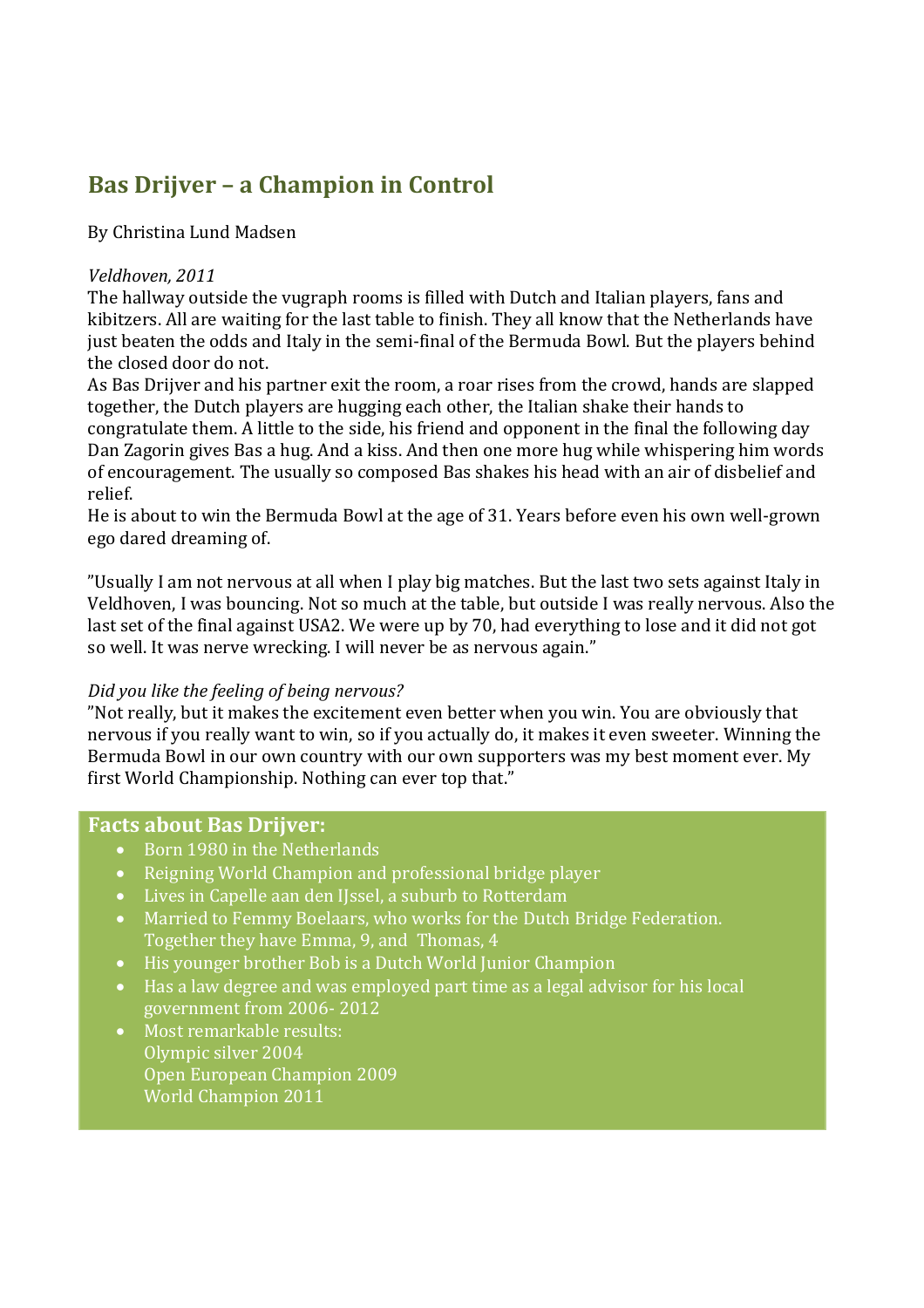# Bas Drijver – a Champion in Control

By Christina Lund Madsen

*Veldhoven, 2011*

The hallway outside the vugraph rooms is filled with Dutch and Italian players, fans and kibitzers. All are waiting for the last table to finish. They all know that the Netherlands have just beaten the odds and Italy in the semi-final of the Bermuda Bowl. But the players behind the closed door do not.

As Bas Drijver and his partner exit the room, a roar rises from the crowd, hands are slapped together, the Dutch players are hugging each other, the Italian shake their hands to congratulate them. A little to the side, his friend and opponent in the final the following day Dan Zagorin gives Bas a hug. And a kiss. And then one more hug while whispering him words of encouragement. The usually so composed Bas shakes his head with an air of disbelief and relief.

He is about to win the Bermuda Bowl at the age of 31. Years before even his own well-grown ego dared dreaming of.

”Usually I am not nervous at all when I play big matches. But the last two sets against Italy in Veldhoven, I was bouncing. Not so much at the table, but outside I was really nervous. Also the last set of the final against USA2. We were up by 70, had everything to lose and it did not got so well. It was nerve wrecking. I will never be as nervous again.”

*Did you like the feeling of being nervous?*

”Not really, but it makes the excitement even better when you win. You are obviously that nervous if you really want to win, so if you actually do, it makes it even sweeter. Winning the Bermuda Bowl in our own country with our own supporters was my best moment ever. My first World Championship. Nothing can ever top that.”

## Facts about Bas Drijver:

- Born 1980 in the Netherlands
- Reigning World Champion and professional bridge player
- Lives in Capelle aan den IJssel, a suburb to Rotterdam
- Married to Femmy Boelaars, who works for the Dutch Bridge Federation. Together they have Emma, 9, and Thomas, 4
- His younger brother Bob is a Dutch World Junior Champion
- Has a law degree and was employed part time as a legal advisor for his local government from 2006- 2012
- Most remarkable results:  
  Olympic silver 2004  
  Open European Champion 2009  
  World Champion 2011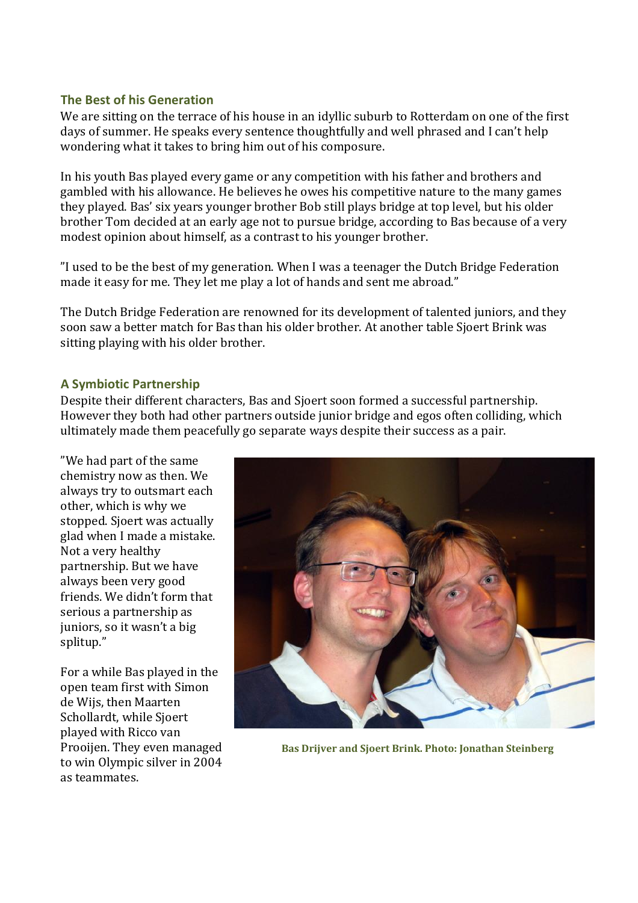## The Best of his Generation

We are sitting on the terrace of his house in an idyllic suburb to Rotterdam on one of the first days of summer. He speaks every sentence thoughtfully and well phrased and I can't help wondering what it takes to bring him out of his composure.

In his youth Bas played every game or any competition with his father and brothers and gambled with his allowance. He believes he owes his competitive nature to the many games they played. Bas' six years younger brother Bob still plays bridge at top level, but his older brother Tom decided at an early age not to pursue bridge, according to Bas because of a very modest opinion about himself, as a contrast to his younger brother.

"I used to be the best of my generation. When I was a teenager the Dutch Bridge Federation made it easy for me. They let me play a lot of hands and sent me abroad."

The Dutch Bridge Federation are renowned for its development of talented juniors, and they soon saw a better match for Bas than his older brother. At another table Sjoert Brink was sitting playing with his older brother.

## A Symbiotic Partnership

Despite their different characters, Bas and Sjoert soon formed a successful partnership. However they both had other partners outside junior bridge and egos often colliding, which ultimately made them peacefully go separate ways despite their success as a pair.

"We had part of the same chemistry now as then. We always try to outsmart each other, which is why we stopped. Sjoert was actually glad when I made a mistake. Not a very healthy partnership. But we have always been very good friends. We didn't form that serious a partnership as juniors, so it wasn't a big splitup."

For a while Bas played in the open team first with Simon de Wijs, then Maarten Schollardt, while Sjoert played with Ricco van Prooijen. They even managed to win Olympic silver in 2004 as teammates.

**Bas Drijver and Sjoert Brink. Photo: Jonathan Steinberg**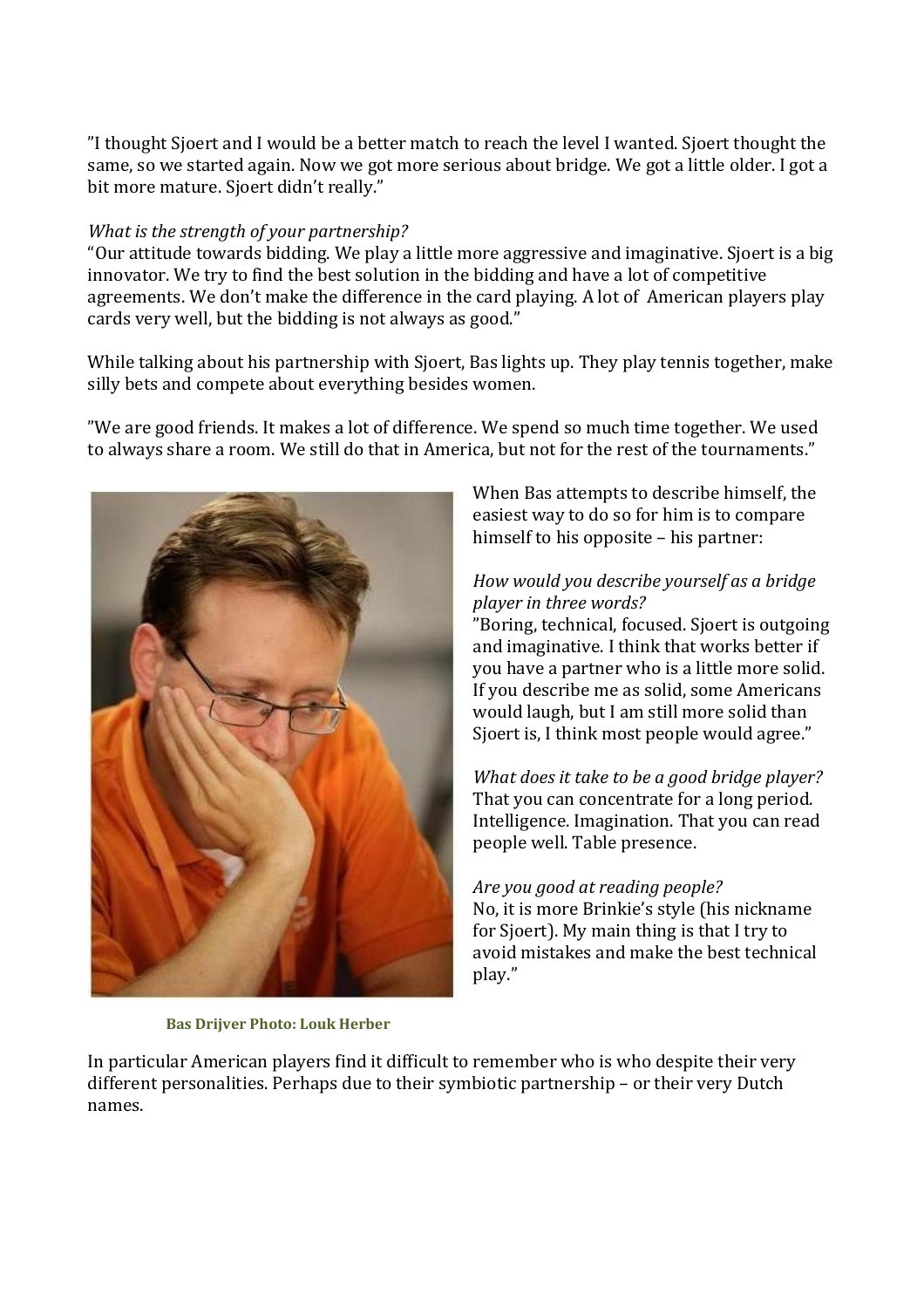"I thought Sjoert and I would be a better match to reach the level I wanted. Sjoert thought the same, so we started again. Now we got more serious about bridge. We got a little older. I got a bit more mature. Sjoert didn't really."

*What is the strength of your partnership?*
"Our attitude towards bidding. We play a little more aggressive and imaginative. Sjoert is a big innovator. We try to find the best solution in the bidding and have a lot of competitive agreements. We don't make the difference in the card playing. A lot of American players play cards very well, but the bidding is not always as good."

While talking about his partnership with Sjoert, Bas lights up. They play tennis together, make silly bets and compete about everything besides women.

"We are good friends. It makes a lot of difference. We spend so much time together. We used to always share a room. We still do that in America, but not for the rest of the tournaments."

When Bas attempts to describe himself, the easiest way to do so for him is to compare himself to his opposite – his partner:

*How would you describe yourself as a bridge player in three words?*
"Boring, technical, focused. Sjoert is outgoing and imaginative. I think that works better if you have a partner who is a little more solid. If you describe me as solid, some Americans would laugh, but I am still more solid than Sjoert is, I think most people would agree."

*What does it take to be a good bridge player?*
That you can concentrate for a long period. Intelligence. Imagination. That you can read people well. Table presence.

*Are you good at reading people?*
No, it is more Brinkie's style (his nickname for Sjoert). My main thing is that I try to avoid mistakes and make the best technical play."

**Bas Drijver Photo: Louk Herber**

In particular American players find it difficult to remember who is who despite their very different personalities. Perhaps due to their symbiotic partnership – or their very Dutch names.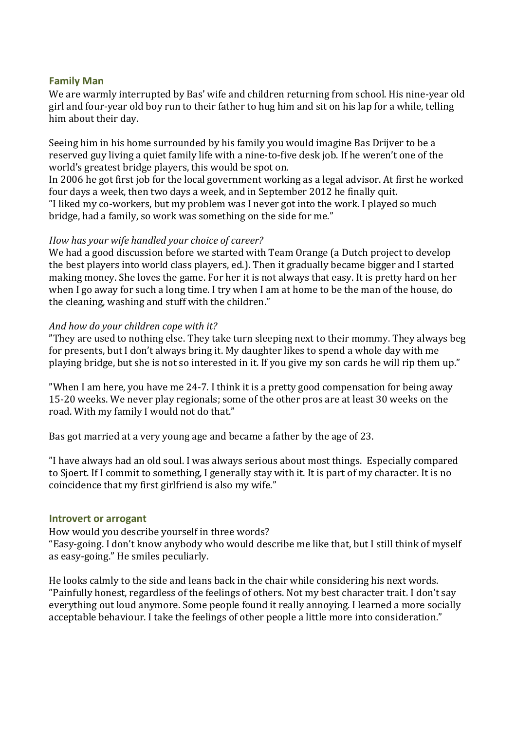## Family Man

We are warmly interrupted by Bas' wife and children returning from school. His nine-year old girl and four-year old boy run to their father to hug him and sit on his lap for a while, telling him about their day.

Seeing him in his home surrounded by his family you would imagine Bas Drijver to be a reserved guy living a quiet family life with a nine-to-five desk job. If he weren't one of the world's greatest bridge players, this would be spot on.
In 2006 he got first job for the local government working as a legal advisor. At first he worked four days a week, then two days a week, and in September 2012 he finally quit.
"I liked my co-workers, but my problem was I never got into the work. I played so much bridge, had a family, so work was something on the side for me."

*How has your wife handled your choice of career?*
We had a good discussion before we started with Team Orange (a Dutch project to develop the best players into world class players, ed.). Then it gradually became bigger and I started making money. She loves the game. For her it is not always that easy. It is pretty hard on her when I go away for such a long time. I try when I am at home to be the man of the house, do the cleaning, washing and stuff with the children."

*And how do your children cope with it?*
"They are used to nothing else. They take turn sleeping next to their mommy. They always beg for presents, but I don't always bring it. My daughter likes to spend a whole day with me playing bridge, but she is not so interested in it. If you give my son cards he will rip them up."

"When I am here, you have me 24-7. I think it is a pretty good compensation for being away 15-20 weeks. We never play regionals; some of the other pros are at least 30 weeks on the road. With my family I would not do that."

Bas got married at a very young age and became a father by the age of 23.

"I have always had an old soul. I was always serious about most things. Especially compared to Sjoert. If I commit to something, I generally stay with it. It is part of my character. It is no coincidence that my first girlfriend is also my wife."

## Introvert or arrogant

How would you describe yourself in three words?
"Easy-going. I don't know anybody who would describe me like that, but I still think of myself as easy-going." He smiles peculiarly.

He looks calmly to the side and leans back in the chair while considering his next words.
"Painfully honest, regardless of the feelings of others. Not my best character trait. I don't say everything out loud anymore. Some people found it really annoying. I learned a more socially acceptable behaviour. I take the feelings of other people a little more into consideration."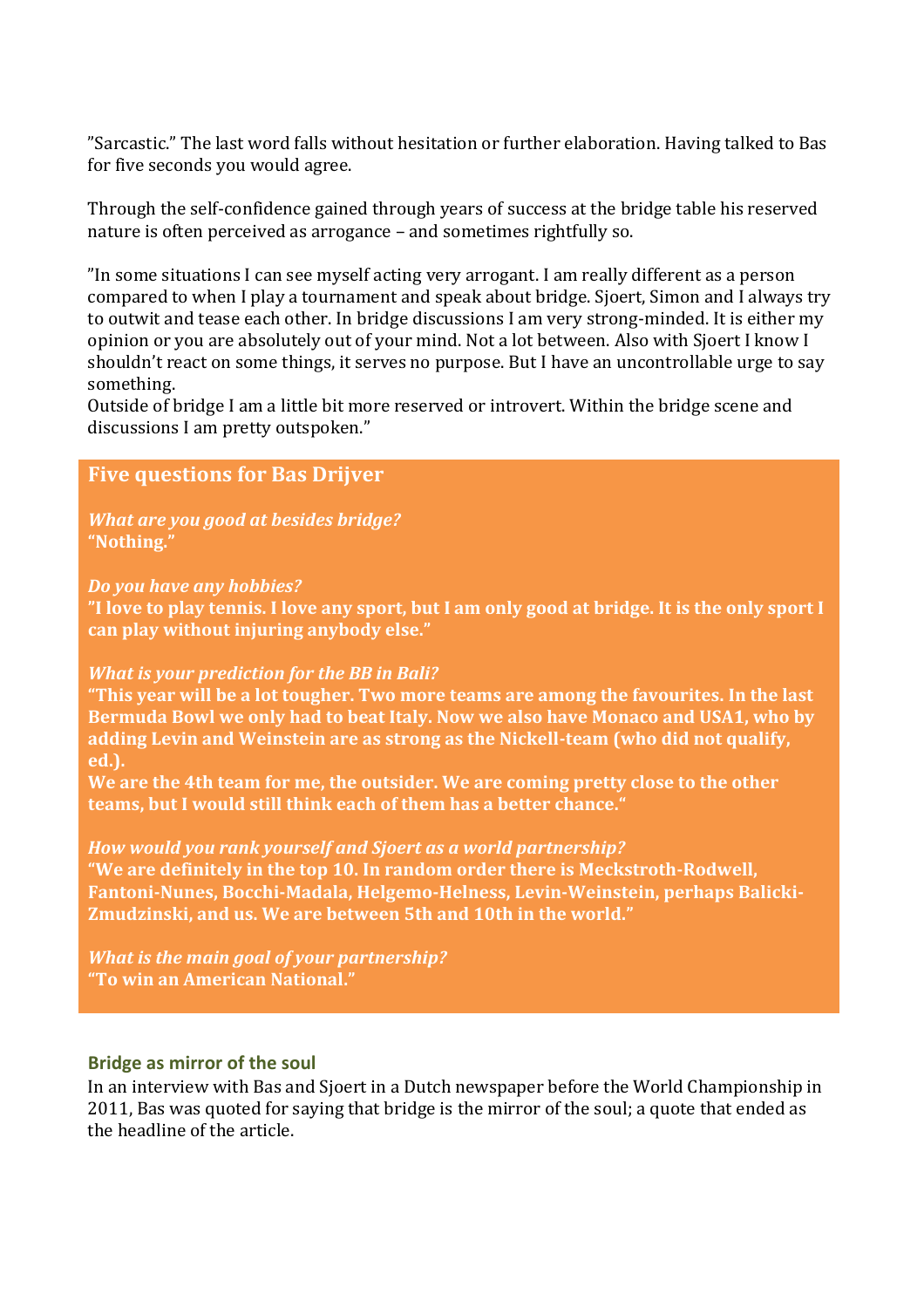"Sarcastic." The last word falls without hesitation or further elaboration. Having talked to Bas for five seconds you would agree.

Through the self-confidence gained through years of success at the bridge table his reserved nature is often perceived as arrogance – and sometimes rightfully so.

"In some situations I can see myself acting very arrogant. I am really different as a person compared to when I play a tournament and speak about bridge. Sjoert, Simon and I always try to outwit and tease each other. In bridge discussions I am very strong-minded. It is either my opinion or you are absolutely out of your mind. Not a lot between. Also with Sjoert I know I shouldn't react on some things, it serves no purpose. But I have an uncontrollable urge to say something.
Outside of bridge I am a little bit more reserved or introvert. Within the bridge scene and discussions I am pretty outspoken."

## Five questions for Bas Drijver

***What are you good at besides bridge?***
**"Nothing."**

***Do you have any hobbies?***
**"I love to play tennis. I love any sport, but I am only good at bridge. It is the only sport I can play without injuring anybody else."**

***What is your prediction for the BB in Bali?***
**"This year will be a lot tougher. Two more teams are among the favourites. In the last Bermuda Bowl we only had to beat Italy. Now we also have Monaco and USA1, who by adding Levin and Weinstein are as strong as the Nickell-team (who did not qualify, ed.).**
**We are the 4th team for me, the outsider. We are coming pretty close to the other teams, but I would still think each of them has a better chance."**

***How would you rank yourself and Sjoert as a world partnership?***
**"We are definitely in the top 10. In random order there is Meckstroth-Rodwell, Fantoni-Nunes, Bocchi-Madala, Helgemo-Helness, Levin-Weinstein, perhaps Balicki-Zmudzinski, and us. We are between 5th and 10th in the world."**

***What is the main goal of your partnership?***
**"To win an American National."**

### Bridge as mirror of the soul

In an interview with Bas and Sjoert in a Dutch newspaper before the World Championship in 2011, Bas was quoted for saying that bridge is the mirror of the soul; a quote that ended as the headline of the article.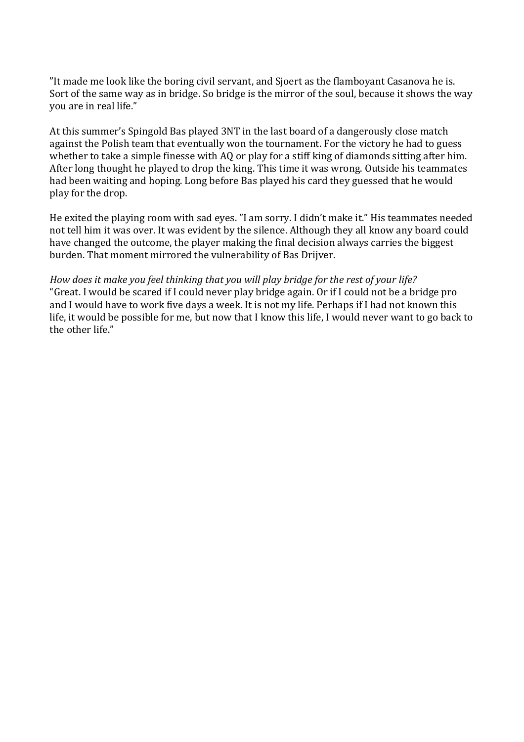"It made me look like the boring civil servant, and Sjoert as the flamboyant Casanova he is. Sort of the same way as in bridge. So bridge is the mirror of the soul, because it shows the way you are in real life."

At this summer's Spingold Bas played 3NT in the last board of a dangerously close match against the Polish team that eventually won the tournament. For the victory he had to guess whether to take a simple finesse with AQ or play for a stiff king of diamonds sitting after him. After long thought he played to drop the king. This time it was wrong. Outside his teammates had been waiting and hoping. Long before Bas played his card they guessed that he would play for the drop.

He exited the playing room with sad eyes. "I am sorry. I didn't make it." His teammates needed not tell him it was over. It was evident by the silence. Although they all know any board could have changed the outcome, the player making the final decision always carries the biggest burden. That moment mirrored the vulnerability of Bas Drijver.

*How does it make you feel thinking that you will play bridge for the rest of your life?*
"Great. I would be scared if I could never play bridge again. Or if I could not be a bridge pro and I would have to work five days a week. It is not my life. Perhaps if I had not known this life, it would be possible for me, but now that I know this life, I would never want to go back to the other life."